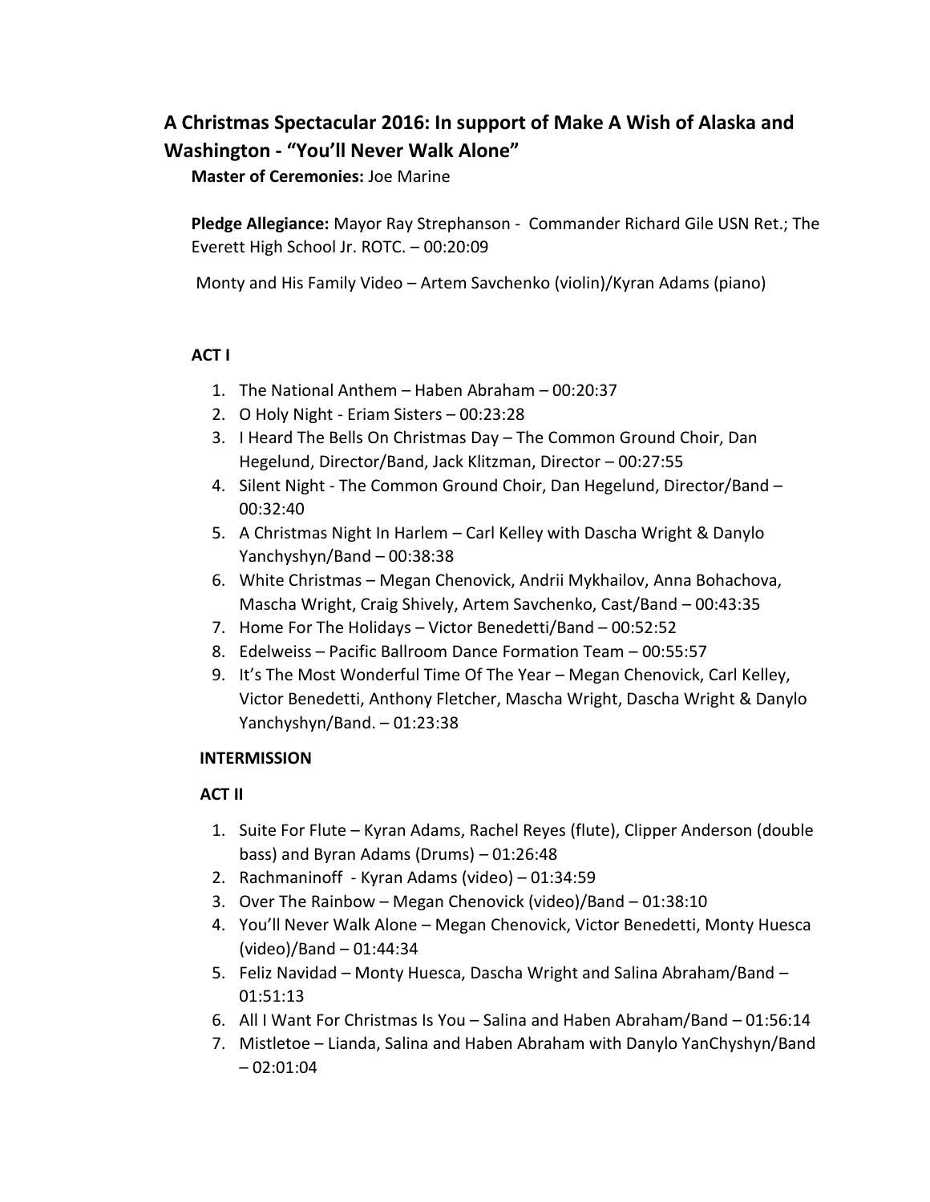# A Christmas Spectacular 2016: In support of Make A Wish of Alaska and Washington - "You'll Never Walk Alone"

**Master of Ceremonies:** Joe Marine

**Pledge Allegiance:** Mayor Ray Strephanson - Commander Richard Gile USN Ret.; The Everett High School Jr. ROTC. – 00:20:09

Monty and His Family Video – Artem Savchenko (violin)/Kyran Adams (piano)

## ACT I

1. The National Anthem – Haben Abraham – 00:20:37
2. O Holy Night - Eriam Sisters – 00:23:28
3. I Heard The Bells On Christmas Day – The Common Ground Choir, Dan Hegelund, Director/Band, Jack Klitzman, Director – 00:27:55
4. Silent Night - The Common Ground Choir, Dan Hegelund, Director/Band – 00:32:40
5. A Christmas Night In Harlem – Carl Kelley with Dascha Wright & Danylo Yanchyshyn/Band – 00:38:38
6. White Christmas – Megan Chenovick, Andrii Mykhailov, Anna Bohachova, Mascha Wright, Craig Shively, Artem Savchenko, Cast/Band – 00:43:35
7. Home For The Holidays – Victor Benedetti/Band – 00:52:52
8. Edelweiss – Pacific Ballroom Dance Formation Team – 00:55:57
9. It's The Most Wonderful Time Of The Year – Megan Chenovick, Carl Kelley, Victor Benedetti, Anthony Fletcher, Mascha Wright, Dascha Wright & Danylo Yanchyshyn/Band. – 01:23:38

## INTERMISSION

## ACT II

1. Suite For Flute – Kyran Adams, Rachel Reyes (flute), Clipper Anderson (double bass) and Byran Adams (Drums) – 01:26:48
2. Rachmaninoff - Kyran Adams (video) – 01:34:59
3. Over The Rainbow – Megan Chenovick (video)/Band – 01:38:10
4. You'll Never Walk Alone – Megan Chenovick, Victor Benedetti, Monty Huesca (video)/Band – 01:44:34
5. Feliz Navidad – Monty Huesca, Dascha Wright and Salina Abraham/Band – 01:51:13
6. All I Want For Christmas Is You – Salina and Haben Abraham/Band – 01:56:14
7. Mistletoe – Lianda, Salina and Haben Abraham with Danylo YanChyshyn/Band – 02:01:04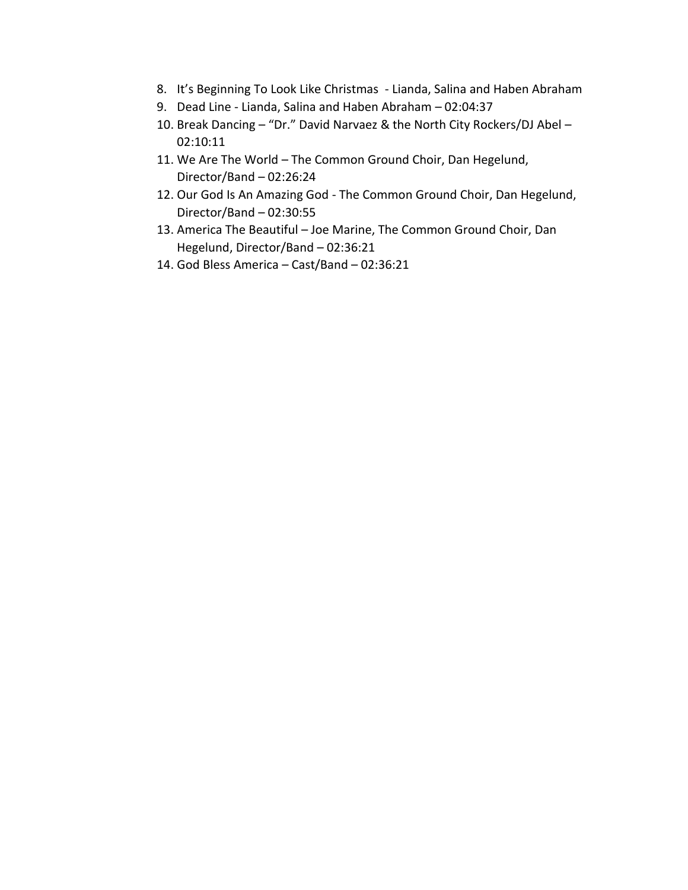8. It's Beginning To Look Like Christmas - Lianda, Salina and Haben Abraham
9. Dead Line - Lianda, Salina and Haben Abraham – 02:04:37
10. Break Dancing – "Dr." David Narvaez & the North City Rockers/DJ Abel – 02:10:11
11. We Are The World – The Common Ground Choir, Dan Hegelund, Director/Band – 02:26:24
12. Our God Is An Amazing God - The Common Ground Choir, Dan Hegelund, Director/Band – 02:30:55
13. America The Beautiful – Joe Marine, The Common Ground Choir, Dan Hegelund, Director/Band – 02:36:21
14. God Bless America – Cast/Band – 02:36:21